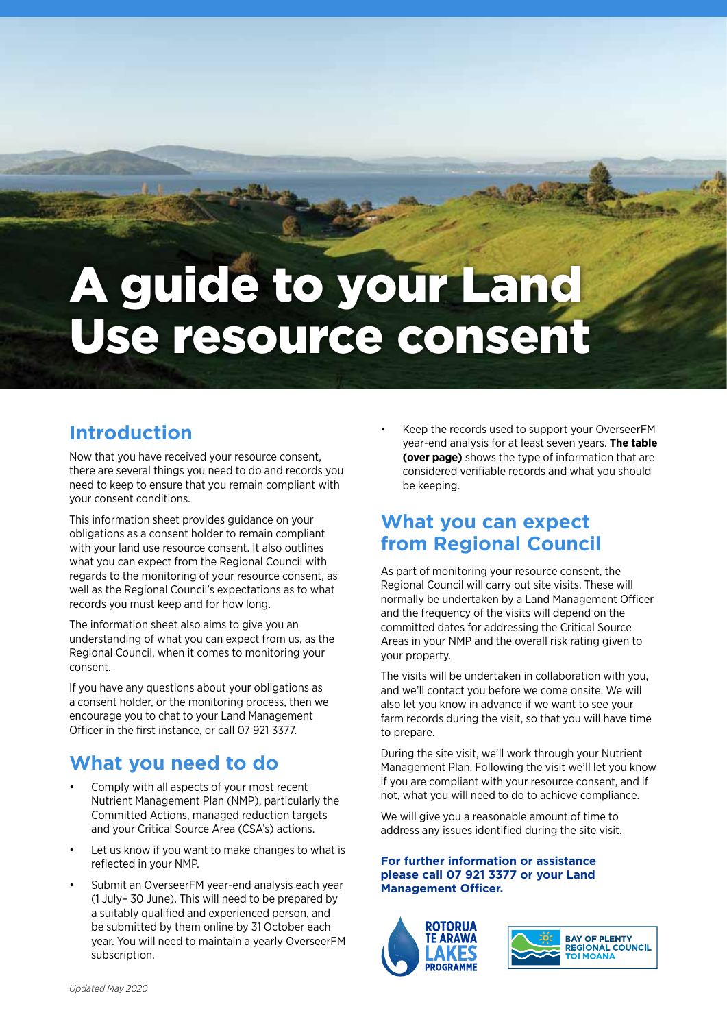# A guide to your Land Use resource consent

## Introduction

Now that you have received your resource consent, there are several things you need to do and records you need to keep to ensure that you remain compliant with your consent conditions.

This information sheet provides guidance on your obligations as a consent holder to remain compliant with your land use resource consent. It also outlines what you can expect from the Regional Council with regards to the monitoring of your resource consent, as well as the Regional Council's expectations as to what records you must keep and for how long.

The information sheet also aims to give you an understanding of what you can expect from us, as the Regional Council, when it comes to monitoring your consent.

If you have any questions about your obligations as a consent holder, or the monitoring process, then we encourage you to chat to your Land Management Officer in the first instance, or call 07 921 3377.

## What you need to do

- Comply with all aspects of your most recent Nutrient Management Plan (NMP), particularly the Committed Actions, managed reduction targets and your Critical Source Area (CSA's) actions.
- Let us know if you want to make changes to what is reflected in your NMP.
- Submit an OverseerFM year-end analysis each year (1 July– 30 June). This will need to be prepared by a suitably qualified and experienced person, and be submitted by them online by 31 October each year. You will need to maintain a yearly OverseerFM subscription.
- Keep the records used to support your OverseerFM year-end analysis for at least seven years. **The table (over page)** shows the type of information that are considered verifiable records and what you should be keeping.

## What you can expect from Regional Council

As part of monitoring your resource consent, the Regional Council will carry out site visits. These will normally be undertaken by a Land Management Officer and the frequency of the visits will depend on the committed dates for addressing the Critical Source Areas in your NMP and the overall risk rating given to your property.

The visits will be undertaken in collaboration with you, and we'll contact you before we come onsite. We will also let you know in advance if we want to see your farm records during the visit, so that you will have time to prepare.

During the site visit, we'll work through your Nutrient Management Plan. Following the visit we'll let you know if you are compliant with your resource consent, and if not, what you will need to do to achieve compliance.

We will give you a reasonable amount of time to address any issues identified during the site visit.

**For further information or assistance please call 07 921 3377 or your Land Management Officer.**

ROTORUA TE ARAWA LAKES PROGRAMME

BAY OF PLENTY REGIONAL COUNCIL TOI MOANA

*Updated May 2020*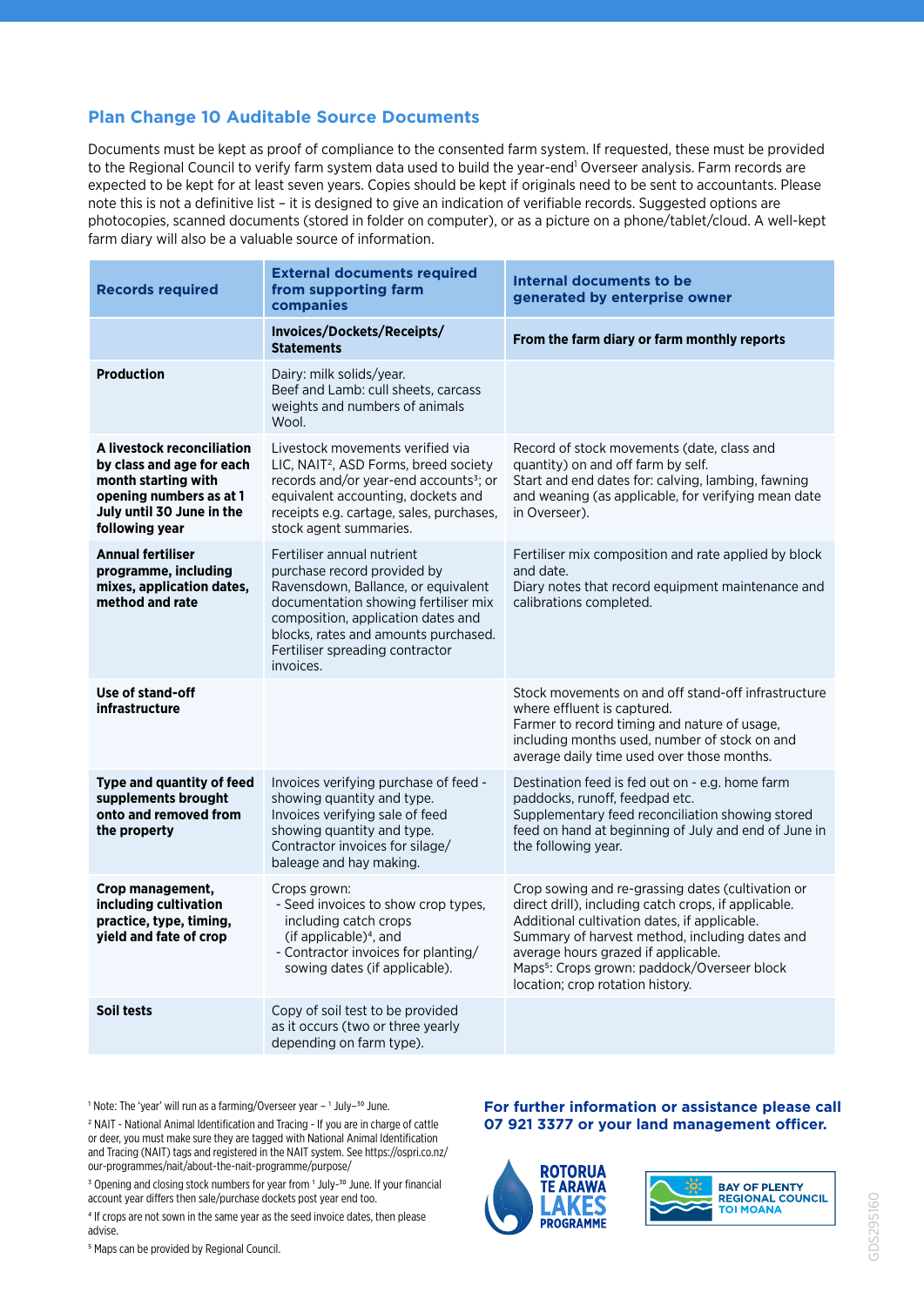## Plan Change 10 Auditable Source Documents

Documents must be kept as proof of compliance to the consented farm system. If requested, these must be provided to the Regional Council to verify farm system data used to build the year-end[1] Overseer analysis. Farm records are expected to be kept for at least seven years. Copies should be kept if originals need to be sent to accountants. Please note this is not a definitive list – it is designed to give an indication of verifiable records. Suggested options are photocopies, scanned documents (stored in folder on computer), or as a picture on a phone/tablet/cloud. A well-kept farm diary will also be a valuable source of information.

| Records required | External documents required from supporting farm companies | Internal documents to be generated by enterprise owner |
|---|---|---|
| | **Invoices/Dockets/Receipts/ Statements** | **From the farm diary or farm monthly reports** |
| **Production** | Dairy: milk solids/year.<br>Beef and Lamb: cull sheets, carcass weights and numbers of animals<br>Wool. | |
| **A livestock reconciliation by class and age for each month starting with opening numbers as at 1 July until 30 June in the following year** | Livestock movements verified via LIC, NAIT[2], ASD Forms, breed society records and/or year-end accounts[3]; or equivalent accounting, dockets and receipts e.g. cartage, sales, purchases, stock agent summaries. | Record of stock movements (date, class and quantity) on and off farm by self.<br>Start and end dates for: calving, lambing, fawning and weaning (as applicable, for verifying mean date in Overseer). |
| **Annual fertiliser programme, including mixes, application dates, method and rate** | Fertiliser annual nutrient purchase record provided by Ravensdown, Ballance, or equivalent documentation showing fertiliser mix composition, application dates and blocks, rates and amounts purchased.<br>Fertiliser spreading contractor invoices. | Fertiliser mix composition and rate applied by block and date.<br>Diary notes that record equipment maintenance and calibrations completed. |
| **Use of stand-off infrastructure** | | Stock movements on and off stand-off infrastructure where effluent is captured.<br>Farmer to record timing and nature of usage, including months used, number of stock on and average daily time used over those months. |
| **Type and quantity of feed supplements brought onto and removed from the property** | Invoices verifying purchase of feed - showing quantity and type.<br>Invoices verifying sale of feed showing quantity and type.<br>Contractor invoices for silage/ baleage and hay making. | Destination feed is fed out on - e.g. home farm paddocks, runoff, feedpad etc.<br>Supplementary feed reconciliation showing stored feed on hand at beginning of July and end of June in the following year. |
| **Crop management, including cultivation practice, type, timing, yield and fate of crop** | Crops grown:<br>- Seed invoices to show crop types, including catch crops (if applicable)[4], and<br>- Contractor invoices for planting/ sowing dates (if applicable). | Crop sowing and re-grassing dates (cultivation or direct drill), including catch crops, if applicable.<br>Additional cultivation dates, if applicable.<br>Summary of harvest method, including dates and average hours grazed if applicable.<br>Maps[5]: Crops grown: paddock/Overseer block location; crop rotation history. |
| **Soil tests** | Copy of soil test to be provided as it occurs (two or three yearly depending on farm type). | |

[1] Note: The 'year' will run as a farming/Overseer year – 1 July–30 June.

[2] NAIT - National Animal Identification and Tracing - If you are in charge of cattle or deer, you must make sure they are tagged with National Animal Identification and Tracing (NAIT) tags and registered in the NAIT system. See https://ospri.co.nz/our-programmes/nait/about-the-nait-programme/purpose/

[3] Opening and closing stock numbers for year from 1 July–30 June. If your financial account year differs then sale/purchase dockets post year end too.

[4] If crops are not sown in the same year as the seed invoice dates, then please advise.

[5] Maps can be provided by Regional Council.

**For further information or assistance please call 07 921 3377 or your land management officer.**

ROTORUA TE ARAWA LAKES PROGRAMME

BAY OF PLENTY REGIONAL COUNCIL TOI MOANA

GDS295160